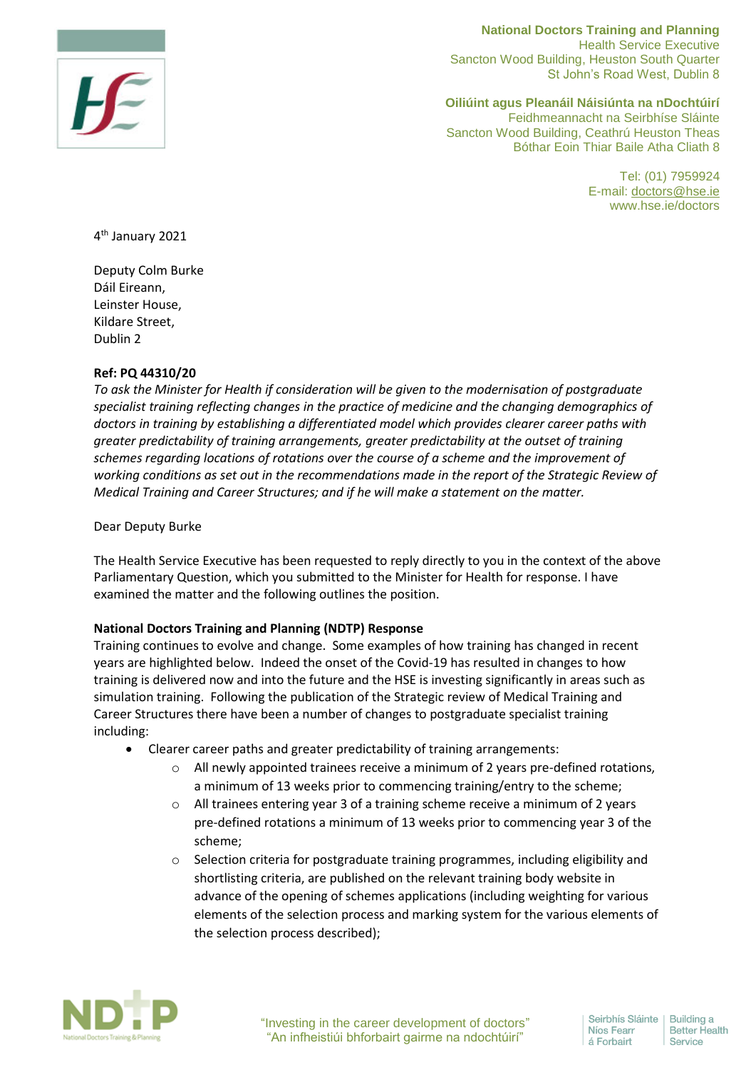National Doctors Training and Planning
Health Service Executive
Sancton Wood Building, Heuston South Quarter
St John's Road West, Dublin 8

Oiliúint agus Pleanáil Náisiúnta na nDochtúirí
Feidhmeannacht na Seirbhíse Sláinte
Sancton Wood Building, Ceathrú Heuston Theas
Bóthar Eoin Thiar Baile Atha Cliath 8

Tel: (01) 7959924
E-mail: doctors@hse.ie
www.hse.ie/doctors

4th January 2021

Deputy Colm Burke
Dáil Eireann,
Leinster House,
Kildare Street,
Dublin 2

**Ref: PQ 44310/20**

*To ask the Minister for Health if consideration will be given to the modernisation of postgraduate specialist training reflecting changes in the practice of medicine and the changing demographics of doctors in training by establishing a differentiated model which provides clearer career paths with greater predictability of training arrangements, greater predictability at the outset of training schemes regarding locations of rotations over the course of a scheme and the improvement of working conditions as set out in the recommendations made in the report of the Strategic Review of Medical Training and Career Structures; and if he will make a statement on the matter.*

Dear Deputy Burke

The Health Service Executive has been requested to reply directly to you in the context of the above Parliamentary Question, which you submitted to the Minister for Health for response. I have examined the matter and the following outlines the position.

**National Doctors Training and Planning (NDTP) Response**

Training continues to evolve and change. Some examples of how training has changed in recent years are highlighted below. Indeed the onset of the Covid-19 has resulted in changes to how training is delivered now and into the future and the HSE is investing significantly in areas such as simulation training. Following the publication of the Strategic review of Medical Training and Career Structures there have been a number of changes to postgraduate specialist training including:

- Clearer career paths and greater predictability of training arrangements:
  - All newly appointed trainees receive a minimum of 2 years pre-defined rotations, a minimum of 13 weeks prior to commencing training/entry to the scheme;
  - All trainees entering year 3 of a training scheme receive a minimum of 2 years pre-defined rotations a minimum of 13 weeks prior to commencing year 3 of the scheme;
  - Selection criteria for postgraduate training programmes, including eligibility and shortlisting criteria, are published on the relevant training body website in advance of the opening of schemes applications (including weighting for various elements of the selection process and marking system for the various elements of the selection process described);

"Investing in the career development of doctors"
"An infheistiúi bhforbairt gairme na ndochtúirí"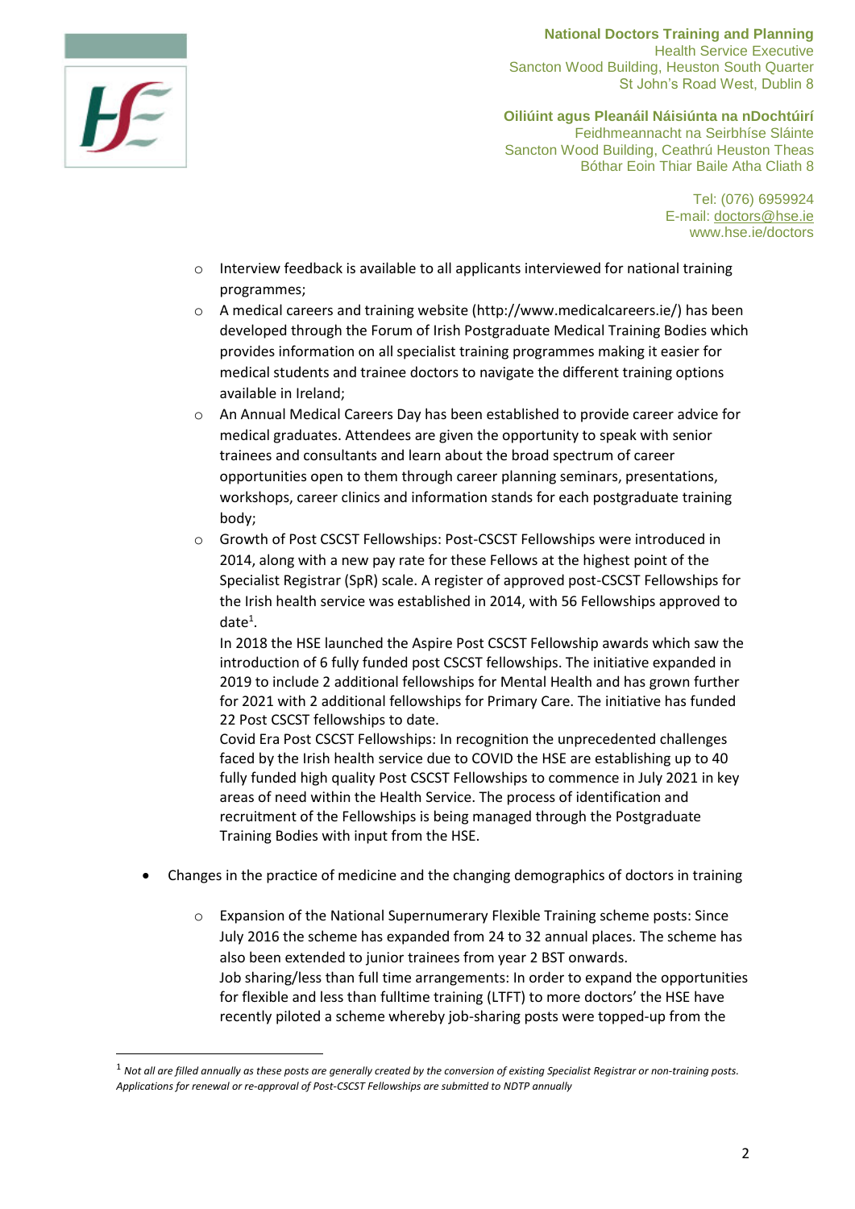- Interview feedback is available to all applicants interviewed for national training programmes;
- A medical careers and training website (http://www.medicalcareers.ie/) has been developed through the Forum of Irish Postgraduate Medical Training Bodies which provides information on all specialist training programmes making it easier for medical students and trainee doctors to navigate the different training options available in Ireland;
- An Annual Medical Careers Day has been established to provide career advice for medical graduates. Attendees are given the opportunity to speak with senior trainees and consultants and learn about the broad spectrum of career opportunities open to them through career planning seminars, presentations, workshops, career clinics and information stands for each postgraduate training body;
- Growth of Post CSCST Fellowships: Post-CSCST Fellowships were introduced in 2014, along with a new pay rate for these Fellows at the highest point of the Specialist Registrar (SpR) scale. A register of approved post-CSCST Fellowships for the Irish health service was established in 2014, with 56 Fellowships approved to date[1].

  In 2018 the HSE launched the Aspire Post CSCST Fellowship awards which saw the introduction of 6 fully funded post CSCST fellowships. The initiative expanded in 2019 to include 2 additional fellowships for Mental Health and has grown further for 2021 with 2 additional fellowships for Primary Care. The initiative has funded 22 Post CSCST fellowships to date.

  Covid Era Post CSCST Fellowships: In recognition the unprecedented challenges faced by the Irish health service due to COVID the HSE are establishing up to 40 fully funded high quality Post CSCST Fellowships to commence in July 2021 in key areas of need within the Health Service. The process of identification and recruitment of the Fellowships is being managed through the Postgraduate Training Bodies with input from the HSE.

- Changes in the practice of medicine and the changing demographics of doctors in training

  - Expansion of the National Supernumerary Flexible Training scheme posts: Since July 2016 the scheme has expanded from 24 to 32 annual places. The scheme has also been extended to junior trainees from year 2 BST onwards.

    Job sharing/less than full time arrangements: In order to expand the opportunities for flexible and less than fulltime training (LTFT) to more doctors' the HSE have recently piloted a scheme whereby job-sharing posts were topped-up from the

---

[1] *Not all are filled annually as these posts are generally created by the conversion of existing Specialist Registrar or non-training posts. Applications for renewal or re-approval of Post-CSCST Fellowships are submitted to NDTP annually*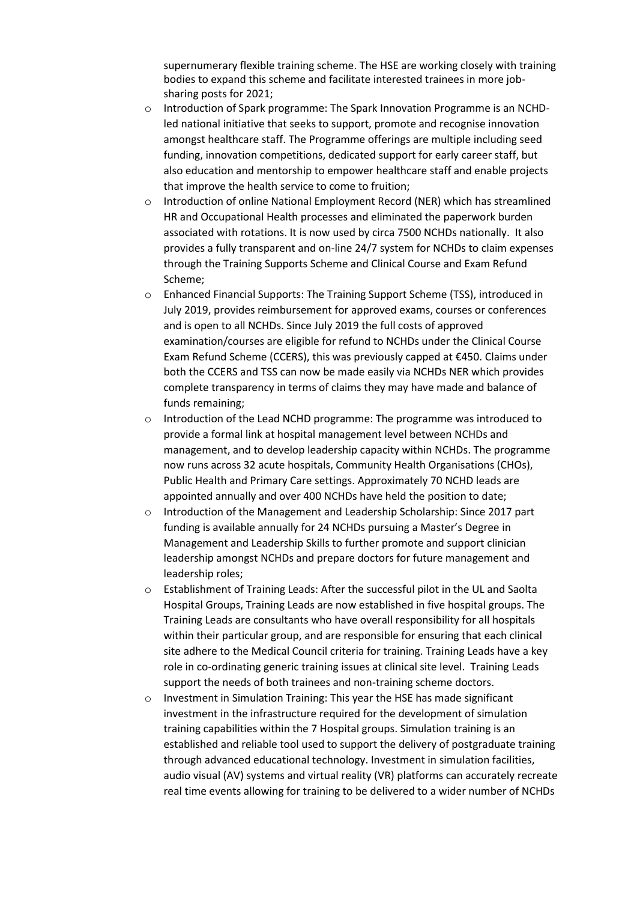supernumerary flexible training scheme. The HSE are working closely with training bodies to expand this scheme and facilitate interested trainees in more job-sharing posts for 2021;

- Introduction of Spark programme: The Spark Innovation Programme is an NCHD-led national initiative that seeks to support, promote and recognise innovation amongst healthcare staff. The Programme offerings are multiple including seed funding, innovation competitions, dedicated support for early career staff, but also education and mentorship to empower healthcare staff and enable projects that improve the health service to come to fruition;
- Introduction of online National Employment Record (NER) which has streamlined HR and Occupational Health processes and eliminated the paperwork burden associated with rotations. It is now used by circa 7500 NCHDs nationally. It also provides a fully transparent and on-line 24/7 system for NCHDs to claim expenses through the Training Supports Scheme and Clinical Course and Exam Refund Scheme;
- Enhanced Financial Supports: The Training Support Scheme (TSS), introduced in July 2019, provides reimbursement for approved exams, courses or conferences and is open to all NCHDs. Since July 2019 the full costs of approved examination/courses are eligible for refund to NCHDs under the Clinical Course Exam Refund Scheme (CCERS), this was previously capped at €450. Claims under both the CCERS and TSS can now be made easily via NCHDs NER which provides complete transparency in terms of claims they may have made and balance of funds remaining;
- Introduction of the Lead NCHD programme: The programme was introduced to provide a formal link at hospital management level between NCHDs and management, and to develop leadership capacity within NCHDs. The programme now runs across 32 acute hospitals, Community Health Organisations (CHOs), Public Health and Primary Care settings. Approximately 70 NCHD leads are appointed annually and over 400 NCHDs have held the position to date;
- Introduction of the Management and Leadership Scholarship: Since 2017 part funding is available annually for 24 NCHDs pursuing a Master's Degree in Management and Leadership Skills to further promote and support clinician leadership amongst NCHDs and prepare doctors for future management and leadership roles;
- Establishment of Training Leads: After the successful pilot in the UL and Saolta Hospital Groups, Training Leads are now established in five hospital groups. The Training Leads are consultants who have overall responsibility for all hospitals within their particular group, and are responsible for ensuring that each clinical site adhere to the Medical Council criteria for training. Training Leads have a key role in co-ordinating generic training issues at clinical site level. Training Leads support the needs of both trainees and non-training scheme doctors.
- Investment in Simulation Training: This year the HSE has made significant investment in the infrastructure required for the development of simulation training capabilities within the 7 Hospital groups. Simulation training is an established and reliable tool used to support the delivery of postgraduate training through advanced educational technology. Investment in simulation facilities, audio visual (AV) systems and virtual reality (VR) platforms can accurately recreate real time events allowing for training to be delivered to a wider number of NCHDs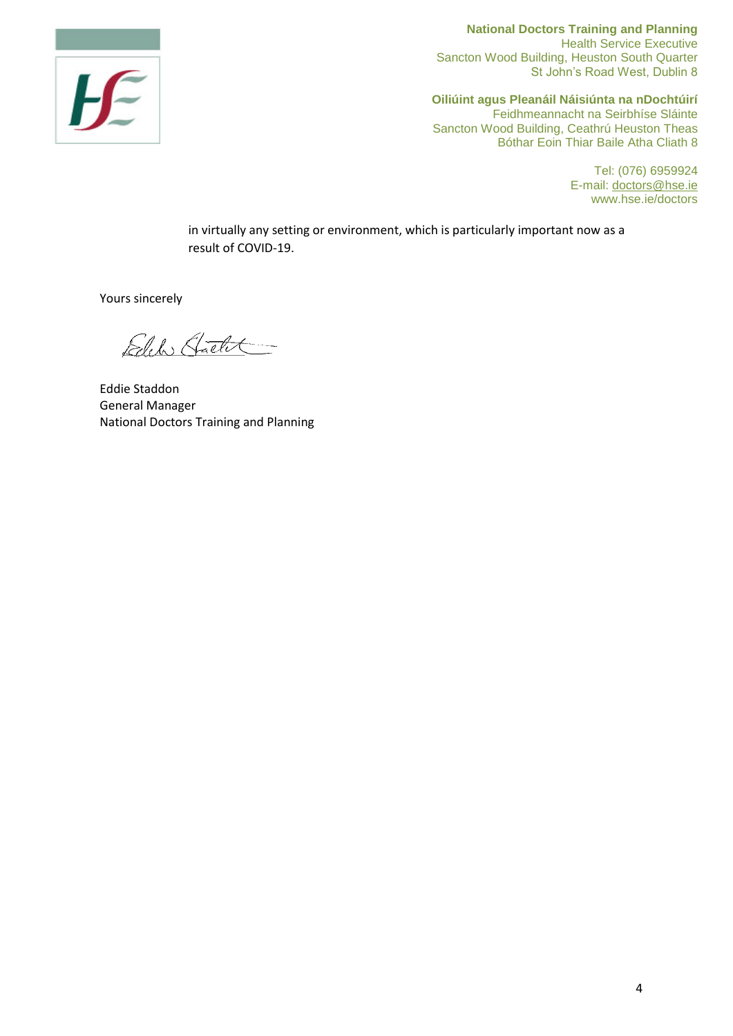**National Doctors Training and Planning**
Health Service Executive
Sancton Wood Building, Heuston South Quarter
St John's Road West, Dublin 8

**Oiliúint agus Pleanáil Náisiúnta na nDochtúirí**
Feidhmeannacht na Seirbhíse Sláinte
Sancton Wood Building, Ceathrú Heuston Theas
Bóthar Eoin Thiar Baile Atha Cliath 8

Tel: (076) 6959924
E-mail: doctors@hse.ie
www.hse.ie/doctors

in virtually any setting or environment, which is particularly important now as a result of COVID-19.

Yours sincerely

Eddie Staddon
General Manager
National Doctors Training and Planning